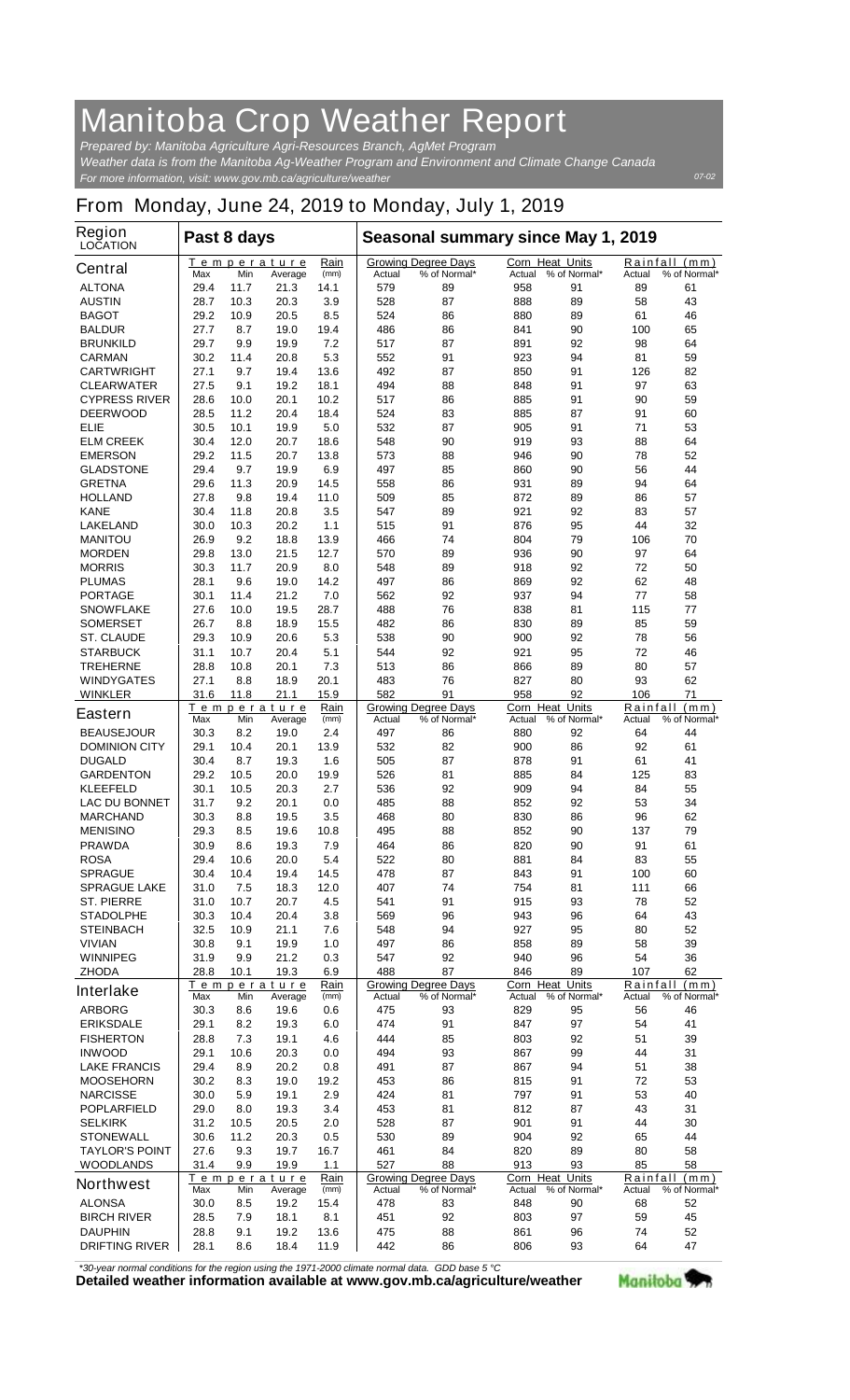# Manitoba Crop Weather Report

*Prepared by: Manitoba Agriculture Agri-Resources Branch, AgMet Program*
*Weather data is from the Manitoba Ag-Weather Program and Environment and Climate Change Canada*
*For more information, visit: www.gov.mb.ca/agriculture/weather*

07-02

## From Monday, June 24, 2019 to Monday, July 1, 2019

| Region LOCATION | Past 8 days | | | | Seasonal summary since May 1, 2019 | | | | | |
|---|---|---|---|---|---|---|---|---|---|---|
| | Temperature | | | Rain | Growing Degree Days | | Corn Heat Units | | Rainfall (mm) | |
| **Central** | Max | Min | Average | (mm) | Actual | % of Normal* | Actual | % of Normal* | Actual | % of Normal* |
| ALTONA | 29.4 | 11.7 | 21.3 | 14.1 | 579 | 89 | 958 | 91 | 89 | 61 |
| AUSTIN | 28.7 | 10.3 | 20.3 | 3.9 | 528 | 87 | 888 | 89 | 58 | 43 |
| BAGOT | 29.2 | 10.9 | 20.5 | 8.5 | 524 | 86 | 880 | 89 | 61 | 46 |
| BALDUR | 27.7 | 8.7 | 19.0 | 19.4 | 486 | 86 | 841 | 90 | 100 | 65 |
| BRUNKILD | 29.7 | 9.9 | 19.9 | 7.2 | 517 | 87 | 891 | 92 | 98 | 64 |
| CARMAN | 30.2 | 11.4 | 20.8 | 5.3 | 552 | 91 | 923 | 94 | 81 | 59 |
| CARTWRIGHT | 27.1 | 9.7 | 19.4 | 13.6 | 492 | 87 | 850 | 91 | 126 | 82 |
| CLEARWATER | 27.5 | 9.1 | 19.2 | 18.1 | 494 | 88 | 848 | 91 | 97 | 63 |
| CYPRESS RIVER | 28.6 | 10.0 | 20.1 | 10.2 | 517 | 86 | 885 | 91 | 90 | 59 |
| DEERWOOD | 28.5 | 11.2 | 20.4 | 18.4 | 524 | 83 | 885 | 87 | 91 | 60 |
| ELIE | 30.5 | 10.1 | 19.9 | 5.0 | 532 | 87 | 905 | 91 | 71 | 53 |
| ELM CREEK | 30.4 | 12.0 | 20.7 | 18.6 | 548 | 90 | 919 | 93 | 88 | 64 |
| EMERSON | 29.2 | 11.5 | 20.7 | 13.8 | 573 | 88 | 946 | 90 | 78 | 52 |
| GLADSTONE | 29.4 | 9.7 | 19.9 | 6.9 | 497 | 85 | 860 | 90 | 56 | 44 |
| GRETNA | 29.6 | 11.3 | 20.9 | 14.5 | 558 | 86 | 931 | 89 | 94 | 64 |
| HOLLAND | 27.8 | 9.8 | 19.4 | 11.0 | 509 | 85 | 872 | 89 | 86 | 57 |
| KANE | 30.4 | 11.8 | 20.8 | 3.5 | 547 | 89 | 921 | 92 | 83 | 57 |
| LAKELAND | 30.0 | 10.3 | 20.2 | 1.1 | 515 | 91 | 876 | 95 | 44 | 32 |
| MANITOU | 26.9 | 9.2 | 18.8 | 13.9 | 466 | 74 | 804 | 79 | 106 | 70 |
| MORDEN | 29.8 | 13.0 | 21.5 | 12.7 | 570 | 89 | 936 | 90 | 97 | 64 |
| MORRIS | 30.3 | 11.7 | 20.9 | 8.0 | 548 | 89 | 918 | 92 | 72 | 50 |
| PLUMAS | 28.1 | 9.6 | 19.0 | 14.2 | 497 | 86 | 869 | 92 | 62 | 48 |
| PORTAGE | 30.1 | 11.4 | 21.2 | 7.0 | 562 | 92 | 937 | 94 | 77 | 58 |
| SNOWFLAKE | 27.6 | 10.0 | 19.5 | 28.7 | 488 | 76 | 838 | 81 | 115 | 77 |
| SOMERSET | 26.7 | 8.8 | 18.9 | 15.5 | 482 | 86 | 830 | 89 | 85 | 59 |
| ST. CLAUDE | 29.3 | 10.9 | 20.6 | 5.3 | 538 | 90 | 900 | 92 | 78 | 56 |
| STARBUCK | 31.1 | 10.7 | 20.4 | 5.1 | 544 | 92 | 921 | 95 | 72 | 46 |
| TREHERNE | 28.8 | 10.8 | 20.1 | 7.3 | 513 | 86 | 866 | 89 | 80 | 57 |
| WINDYGATES | 27.1 | 8.8 | 18.9 | 20.1 | 483 | 76 | 827 | 80 | 93 | 62 |
| WINKLER | 31.6 | 11.8 | 21.1 | 15.9 | 582 | 91 | 958 | 92 | 106 | 71 |
| **Eastern** | Max | Min | Average | (mm) | Actual | % of Normal* | Actual | % of Normal* | Actual | % of Normal* |
| BEAUSEJOUR | 30.3 | 8.2 | 19.0 | 2.4 | 497 | 86 | 880 | 92 | 64 | 44 |
| DOMINION CITY | 29.1 | 10.4 | 20.1 | 13.9 | 532 | 82 | 900 | 86 | 92 | 61 |
| DUGALD | 30.4 | 8.7 | 19.3 | 1.6 | 505 | 87 | 878 | 91 | 61 | 41 |
| GARDENTON | 29.2 | 10.5 | 20.0 | 19.9 | 526 | 81 | 885 | 84 | 125 | 83 |
| KLEEFELD | 30.1 | 10.5 | 20.3 | 2.7 | 536 | 92 | 909 | 94 | 84 | 55 |
| LAC DU BONNET | 31.7 | 9.2 | 20.1 | 0.0 | 485 | 88 | 852 | 92 | 53 | 34 |
| MARCHAND | 30.3 | 8.8 | 19.5 | 3.5 | 468 | 80 | 830 | 86 | 96 | 62 |
| MENISINO | 29.3 | 8.5 | 19.6 | 10.8 | 495 | 88 | 852 | 90 | 137 | 79 |
| PRAWDA | 30.9 | 8.6 | 19.3 | 7.9 | 464 | 86 | 820 | 90 | 91 | 61 |
| ROSA | 29.4 | 10.6 | 20.0 | 5.4 | 522 | 80 | 881 | 84 | 83 | 55 |
| SPRAGUE | 30.4 | 10.4 | 19.4 | 14.5 | 478 | 87 | 843 | 91 | 100 | 60 |
| SPRAGUE LAKE | 31.0 | 7.5 | 18.3 | 12.0 | 407 | 74 | 754 | 81 | 111 | 66 |
| ST. PIERRE | 31.0 | 10.7 | 20.7 | 4.5 | 541 | 91 | 915 | 93 | 78 | 52 |
| STADOLPHE | 30.3 | 10.4 | 20.4 | 3.8 | 569 | 96 | 943 | 96 | 64 | 43 |
| STEINBACH | 32.5 | 10.9 | 21.1 | 7.6 | 548 | 94 | 927 | 95 | 80 | 52 |
| VIVIAN | 30.8 | 9.1 | 19.9 | 1.0 | 497 | 86 | 858 | 89 | 58 | 39 |
| WINNIPEG | 31.9 | 9.9 | 21.2 | 0.3 | 547 | 92 | 940 | 96 | 54 | 36 |
| ZHODA | 28.8 | 10.1 | 19.3 | 6.9 | 488 | 87 | 846 | 89 | 107 | 62 |
| **Interlake** | Max | Min | Average | (mm) | Actual | % of Normal* | Actual | % of Normal* | Actual | % of Normal* |
| ARBORG | 30.3 | 8.6 | 19.6 | 0.6 | 475 | 93 | 829 | 95 | 56 | 46 |
| ERIKSDALE | 29.1 | 8.2 | 19.3 | 6.0 | 474 | 91 | 847 | 97 | 54 | 41 |
| FISHERTON | 28.8 | 7.3 | 19.1 | 4.6 | 444 | 85 | 803 | 92 | 51 | 39 |
| INWOOD | 29.1 | 10.6 | 20.3 | 0.0 | 494 | 93 | 867 | 99 | 44 | 31 |
| LAKE FRANCIS | 29.4 | 8.9 | 20.2 | 0.8 | 491 | 87 | 867 | 94 | 51 | 38 |
| MOOSEHORN | 30.2 | 8.3 | 19.0 | 19.2 | 453 | 86 | 815 | 91 | 72 | 53 |
| NARCISSE | 30.0 | 5.9 | 19.1 | 2.9 | 424 | 81 | 797 | 91 | 53 | 40 |
| POPLARFIELD | 29.0 | 8.0 | 19.3 | 3.4 | 453 | 81 | 812 | 87 | 43 | 31 |
| SELKIRK | 31.2 | 10.5 | 20.5 | 2.0 | 528 | 87 | 901 | 91 | 44 | 30 |
| STONEWALL | 30.6 | 11.2 | 20.3 | 0.5 | 530 | 89 | 904 | 92 | 65 | 44 |
| TAYLOR'S POINT | 27.6 | 9.3 | 19.7 | 16.7 | 461 | 84 | 820 | 89 | 80 | 58 |
| WOODLANDS | 31.4 | 9.9 | 19.9 | 1.1 | 527 | 88 | 913 | 93 | 85 | 58 |
| **Northwest** | Max | Min | Average | (mm) | Actual | % of Normal* | Actual | % of Normal* | Actual | % of Normal* |
| ALONSA | 30.0 | 8.5 | 19.2 | 15.4 | 478 | 83 | 848 | 90 | 68 | 52 |
| BIRCH RIVER | 28.5 | 7.9 | 18.1 | 8.1 | 451 | 92 | 803 | 97 | 59 | 45 |
| DAUPHIN | 28.8 | 9.1 | 19.2 | 13.6 | 475 | 88 | 861 | 96 | 74 | 52 |
| DRIFTING RIVER | 28.1 | 8.6 | 18.4 | 11.9 | 442 | 86 | 806 | 93 | 64 | 47 |

*\*30-year normal conditions for the region using the 1971-2000 climate normal data. GDD base 5 °C*

**Detailed weather information available at www.gov.mb.ca/agriculture/weather**

Manitoba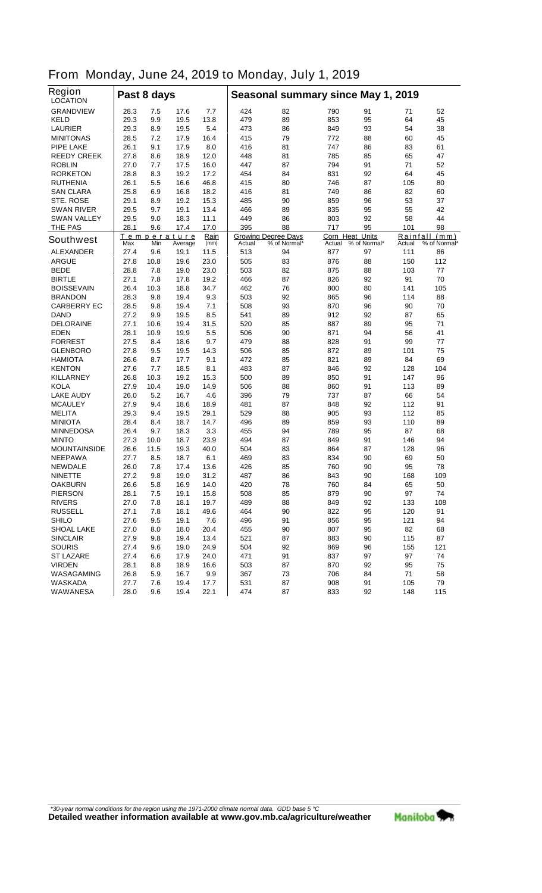# From Monday, June 24, 2019 to Monday, July 1, 2019

| Region LOCATION | Past 8 days | | | | Seasonal summary since May 1, 2019 | | | | | |
|---|---|---|---|---|---|---|---|---|---|---|
| GRANDVIEW | 28.3 | 7.5 | 17.6 | 7.7 | 424 | 82 | 790 | 91 | 71 | 52 |
| KELD | 29.3 | 9.9 | 19.5 | 13.8 | 479 | 89 | 853 | 95 | 64 | 45 |
| LAURIER | 29.3 | 8.9 | 19.5 | 5.4 | 473 | 86 | 849 | 93 | 54 | 38 |
| MINITONAS | 28.5 | 7.2 | 17.9 | 16.4 | 415 | 79 | 772 | 88 | 60 | 45 |
| PIPE LAKE | 26.1 | 9.1 | 17.9 | 8.0 | 416 | 81 | 747 | 86 | 83 | 61 |
| REEDY CREEK | 27.8 | 8.6 | 18.9 | 12.0 | 448 | 81 | 785 | 85 | 65 | 47 |
| ROBLIN | 27.0 | 7.7 | 17.5 | 16.0 | 447 | 87 | 794 | 91 | 71 | 52 |
| RORKETON | 28.8 | 8.3 | 19.2 | 17.2 | 454 | 84 | 831 | 92 | 64 | 45 |
| RUTHENIA | 26.1 | 5.5 | 16.6 | 46.8 | 415 | 80 | 746 | 87 | 105 | 80 |
| SAN CLARA | 25.8 | 6.9 | 16.8 | 18.2 | 416 | 81 | 749 | 86 | 82 | 60 |
| STE. ROSE | 29.1 | 8.9 | 19.2 | 15.3 | 485 | 90 | 859 | 96 | 53 | 37 |
| SWAN RIVER | 29.5 | 9.7 | 19.1 | 13.4 | 466 | 89 | 835 | 95 | 55 | 42 |
| SWAN VALLEY | 29.5 | 9.0 | 18.3 | 11.1 | 449 | 86 | 803 | 92 | 58 | 44 |
| THE PAS | 28.1 | 9.6 | 17.4 | 17.0 | 395 | 88 | 717 | 95 | 101 | 98 |
| **Southwest** | Temperature | | | Rain | Growing Degree Days | | Corn Heat Units | | Rainfall (mm) | |
| | Max | Min | Average | (mm) | Actual | % of Normal* | Actual | % of Normal* | Actual | % of Normal* |
| ALEXANDER | 27.4 | 9.6 | 19.1 | 11.5 | 513 | 94 | 877 | 97 | 111 | 86 |
| ARGUE | 27.8 | 10.8 | 19.6 | 23.0 | 505 | 83 | 876 | 88 | 150 | 112 |
| BEDE | 28.8 | 7.8 | 19.0 | 23.0 | 503 | 82 | 875 | 88 | 103 | 77 |
| BIRTLE | 27.1 | 7.8 | 17.8 | 19.2 | 466 | 87 | 826 | 92 | 91 | 70 |
| BOISSEVAIN | 26.4 | 10.3 | 18.8 | 34.7 | 462 | 76 | 800 | 80 | 141 | 105 |
| BRANDON | 28.3 | 9.8 | 19.4 | 9.3 | 503 | 92 | 865 | 96 | 114 | 88 |
| CARBERRY EC | 28.5 | 9.8 | 19.4 | 7.1 | 508 | 93 | 870 | 96 | 90 | 70 |
| DAND | 27.2 | 9.9 | 19.5 | 8.5 | 541 | 89 | 912 | 92 | 87 | 65 |
| DELORAINE | 27.1 | 10.6 | 19.4 | 31.5 | 520 | 85 | 887 | 89 | 95 | 71 |
| EDEN | 28.1 | 10.9 | 19.9 | 5.5 | 506 | 90 | 871 | 94 | 56 | 41 |
| FORREST | 27.5 | 8.4 | 18.6 | 9.7 | 479 | 88 | 828 | 91 | 99 | 77 |
| GLENBORO | 27.8 | 9.5 | 19.5 | 14.3 | 506 | 85 | 872 | 89 | 101 | 75 |
| HAMIOTA | 26.6 | 8.7 | 17.7 | 9.1 | 472 | 85 | 821 | 89 | 84 | 69 |
| KENTON | 27.6 | 7.7 | 18.5 | 8.1 | 483 | 87 | 846 | 92 | 128 | 104 |
| KILLARNEY | 26.8 | 10.3 | 19.2 | 15.3 | 500 | 89 | 850 | 91 | 147 | 96 |
| KOLA | 27.9 | 10.4 | 19.0 | 14.9 | 506 | 88 | 860 | 91 | 113 | 89 |
| LAKE AUDY | 26.0 | 5.2 | 16.7 | 4.6 | 396 | 79 | 737 | 87 | 66 | 54 |
| MCAULEY | 27.9 | 9.4 | 18.6 | 18.9 | 481 | 87 | 848 | 92 | 112 | 91 |
| MELITA | 29.3 | 9.4 | 19.5 | 29.1 | 529 | 88 | 905 | 93 | 112 | 85 |
| MINIOTA | 28.4 | 8.4 | 18.7 | 14.7 | 496 | 89 | 859 | 93 | 110 | 89 |
| MINNEDOSA | 26.4 | 9.7 | 18.3 | 3.3 | 455 | 94 | 789 | 95 | 87 | 68 |
| MINTO | 27.3 | 10.0 | 18.7 | 23.9 | 494 | 87 | 849 | 91 | 146 | 94 |
| MOUNTAINSIDE | 26.6 | 11.5 | 19.3 | 40.0 | 504 | 83 | 864 | 87 | 128 | 96 |
| NEEPAWA | 27.7 | 8.5 | 18.7 | 6.1 | 469 | 83 | 834 | 90 | 69 | 50 |
| NEWDALE | 26.0 | 7.8 | 17.4 | 13.6 | 426 | 85 | 760 | 90 | 95 | 78 |
| NINETTE | 27.2 | 9.8 | 19.0 | 31.2 | 487 | 86 | 843 | 90 | 168 | 109 |
| OAKBURN | 26.6 | 5.8 | 16.9 | 14.0 | 420 | 78 | 760 | 84 | 65 | 50 |
| PIERSON | 28.1 | 7.5 | 19.1 | 15.8 | 508 | 85 | 879 | 90 | 97 | 74 |
| RIVERS | 27.0 | 7.8 | 18.1 | 19.7 | 489 | 88 | 849 | 92 | 133 | 108 |
| RUSSELL | 27.1 | 7.8 | 18.1 | 49.6 | 464 | 90 | 822 | 95 | 120 | 91 |
| SHILO | 27.6 | 9.5 | 19.1 | 7.6 | 496 | 91 | 856 | 95 | 121 | 94 |
| SHOAL LAKE | 27.0 | 8.0 | 18.0 | 20.4 | 455 | 90 | 807 | 95 | 82 | 68 |
| SINCLAIR | 27.9 | 9.8 | 19.4 | 13.4 | 521 | 87 | 883 | 90 | 115 | 87 |
| SOURIS | 27.4 | 9.6 | 19.0 | 24.9 | 504 | 92 | 869 | 96 | 155 | 121 |
| ST LAZARE | 27.4 | 6.6 | 17.9 | 24.0 | 471 | 91 | 837 | 97 | 97 | 74 |
| VIRDEN | 28.1 | 8.8 | 18.9 | 16.6 | 503 | 87 | 870 | 92 | 95 | 75 |
| WASAGAMING | 26.8 | 5.9 | 16.7 | 9.9 | 367 | 73 | 706 | 84 | 71 | 58 |
| WASKADA | 27.7 | 7.6 | 19.4 | 17.7 | 531 | 87 | 908 | 91 | 105 | 79 |
| WAWANESA | 28.0 | 9.6 | 19.4 | 22.1 | 474 | 87 | 833 | 92 | 148 | 115 |

*30-year normal conditions for the region using the 1971-2000 climate normal data. GDD base 5 °C

**Detailed weather information available at www.gov.mb.ca/agriculture/weather**

Manitoba